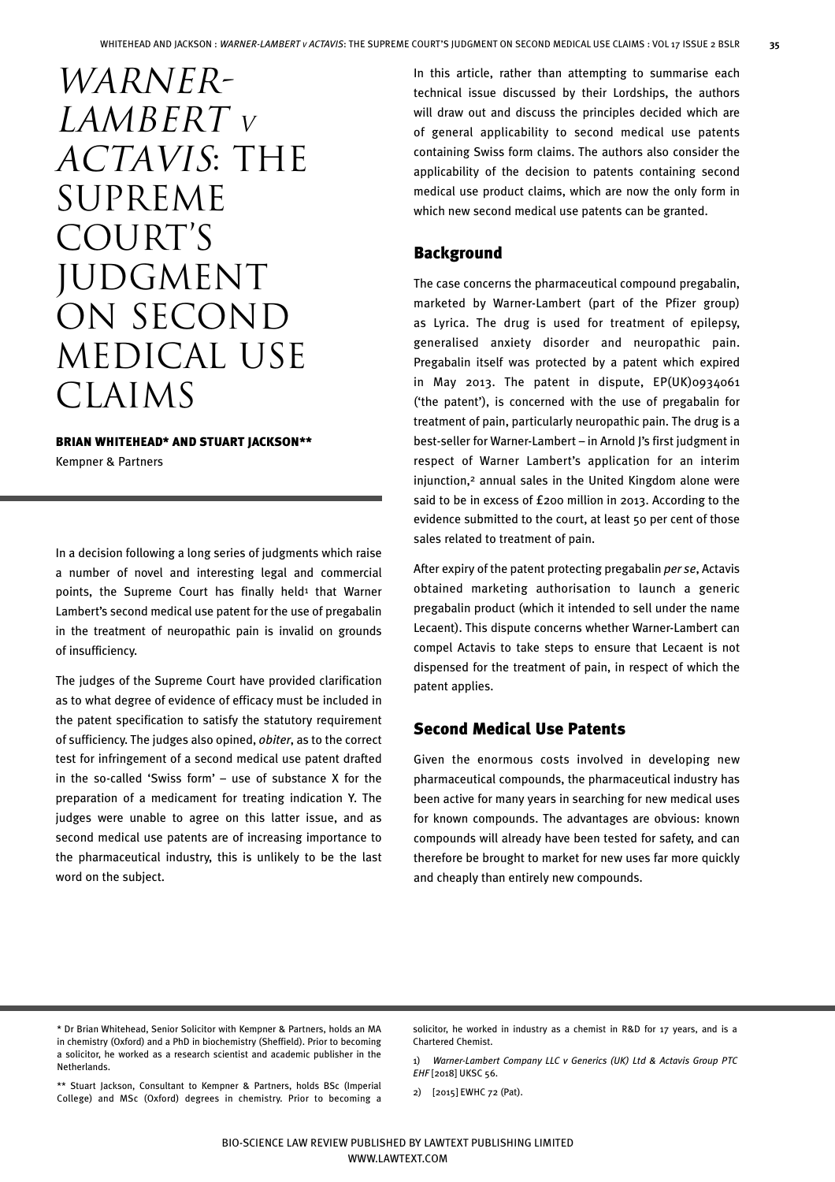# *Warner-Lambert v Actavis*: The Supreme Court's Judgment on Second Medical Use Claims

**BRIAN WHITEHEAD\* AND STUART JACKSON\*\***

Kempner & Partners

In a decision following a long series of judgments which raise a number of novel and interesting legal and commercial points, the Supreme Court has finally held[1] that Warner Lambert's second medical use patent for the use of pregabalin in the treatment of neuropathic pain is invalid on grounds of insufficiency.

The judges of the Supreme Court have provided clarification as to what degree of evidence of efficacy must be included in the patent specification to satisfy the statutory requirement of sufficiency. The judges also opined, *obiter*, as to the correct test for infringement of a second medical use patent drafted in the so-called 'Swiss form' – use of substance X for the preparation of a medicament for treating indication Y. The judges were unable to agree on this latter issue, and as second medical use patents are of increasing importance to the pharmaceutical industry, this is unlikely to be the last word on the subject.

In this article, rather than attempting to summarise each technical issue discussed by their Lordships, the authors will draw out and discuss the principles decided which are of general applicability to second medical use patents containing Swiss form claims. The authors also consider the applicability of the decision to patents containing second medical use product claims, which are now the only form in which new second medical use patents can be granted.

## Background

The case concerns the pharmaceutical compound pregabalin, marketed by Warner-Lambert (part of the Pfizer group) as Lyrica. The drug is used for treatment of epilepsy, generalised anxiety disorder and neuropathic pain. Pregabalin itself was protected by a patent which expired in May 2013. The patent in dispute, EP(UK)0934061 ('the patent'), is concerned with the use of pregabalin for treatment of pain, particularly neuropathic pain. The drug is a best-seller for Warner-Lambert – in Arnold J's first judgment in respect of Warner Lambert's application for an interim injunction,[2] annual sales in the United Kingdom alone were said to be in excess of £200 million in 2013. According to the evidence submitted to the court, at least 50 per cent of those sales related to treatment of pain.

After expiry of the patent protecting pregabalin *per se*, Actavis obtained marketing authorisation to launch a generic pregabalin product (which it intended to sell under the name Lecaent). This dispute concerns whether Warner-Lambert can compel Actavis to take steps to ensure that Lecaent is not dispensed for the treatment of pain, in respect of which the patent applies.

## Second Medical Use Patents

Given the enormous costs involved in developing new pharmaceutical compounds, the pharmaceutical industry has been active for many years in searching for new medical uses for known compounds. The advantages are obvious: known compounds will already have been tested for safety, and can therefore be brought to market for new uses far more quickly and cheaply than entirely new compounds.

---

\* Dr Brian Whitehead, Senior Solicitor with Kempner & Partners, holds an MA in chemistry (Oxford) and a PhD in biochemistry (Sheffield). Prior to becoming a solicitor, he worked as a research scientist and academic publisher in the Netherlands.

\*\* Stuart Jackson, Consultant to Kempner & Partners, holds BSc (Imperial College) and MSc (Oxford) degrees in chemistry. Prior to becoming a solicitor, he worked in industry as a chemist in R&D for 17 years, and is a Chartered Chemist.

1) *Warner-Lambert Company LLC v Generics (UK) Ltd & Actavis Group PTC EHF* [2018] UKSC 56.

2) [2015] EWHC 72 (Pat).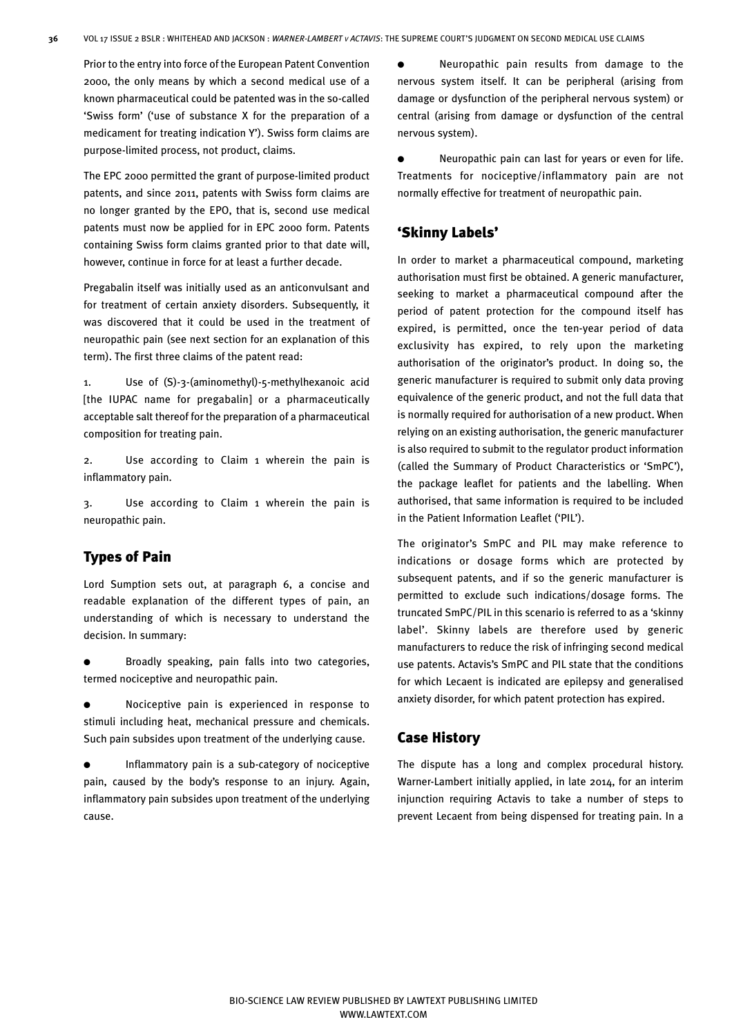Prior to the entry into force of the European Patent Convention 2000, the only means by which a second medical use of a known pharmaceutical could be patented was in the so-called 'Swiss form' ('use of substance X for the preparation of a medicament for treating indication Y'). Swiss form claims are purpose-limited process, not product, claims.

The EPC 2000 permitted the grant of purpose-limited product patents, and since 2011, patents with Swiss form claims are no longer granted by the EPO, that is, second use medical patents must now be applied for in EPC 2000 form. Patents containing Swiss form claims granted prior to that date will, however, continue in force for at least a further decade.

Pregabalin itself was initially used as an anticonvulsant and for treatment of certain anxiety disorders. Subsequently, it was discovered that it could be used in the treatment of neuropathic pain (see next section for an explanation of this term). The first three claims of the patent read:

1. Use of (S)-3-(aminomethyl)-5-methylhexanoic acid [the IUPAC name for pregabalin] or a pharmaceutically acceptable salt thereof for the preparation of a pharmaceutical composition for treating pain.

2. Use according to Claim 1 wherein the pain is inflammatory pain.

3. Use according to Claim 1 wherein the pain is neuropathic pain.

## Types of Pain

Lord Sumption sets out, at paragraph 6, a concise and readable explanation of the different types of pain, an understanding of which is necessary to understand the decision. In summary:

- Broadly speaking, pain falls into two categories, termed nociceptive and neuropathic pain.
- Nociceptive pain is experienced in response to stimuli including heat, mechanical pressure and chemicals. Such pain subsides upon treatment of the underlying cause.
- Inflammatory pain is a sub-category of nociceptive pain, caused by the body's response to an injury. Again, inflammatory pain subsides upon treatment of the underlying cause.
- Neuropathic pain results from damage to the nervous system itself. It can be peripheral (arising from damage or dysfunction of the peripheral nervous system) or central (arising from damage or dysfunction of the central nervous system).
- Neuropathic pain can last for years or even for life. Treatments for nociceptive/inflammatory pain are not normally effective for treatment of neuropathic pain.

## 'Skinny Labels'

In order to market a pharmaceutical compound, marketing authorisation must first be obtained. A generic manufacturer, seeking to market a pharmaceutical compound after the period of patent protection for the compound itself has expired, is permitted, once the ten-year period of data exclusivity has expired, to rely upon the marketing authorisation of the originator's product. In doing so, the generic manufacturer is required to submit only data proving equivalence of the generic product, and not the full data that is normally required for authorisation of a new product. When relying on an existing authorisation, the generic manufacturer is also required to submit to the regulator product information (called the Summary of Product Characteristics or 'SmPC'), the package leaflet for patients and the labelling. When authorised, that same information is required to be included in the Patient Information Leaflet ('PIL').

The originator's SmPC and PIL may make reference to indications or dosage forms which are protected by subsequent patents, and if so the generic manufacturer is permitted to exclude such indications/dosage forms. The truncated SmPC/PIL in this scenario is referred to as a 'skinny label'. Skinny labels are therefore used by generic manufacturers to reduce the risk of infringing second medical use patents. Actavis's SmPC and PIL state that the conditions for which Lecaent is indicated are epilepsy and generalised anxiety disorder, for which patent protection has expired.

## Case History

The dispute has a long and complex procedural history. Warner-Lambert initially applied, in late 2014, for an interim injunction requiring Actavis to take a number of steps to prevent Lecaent from being dispensed for treating pain. In a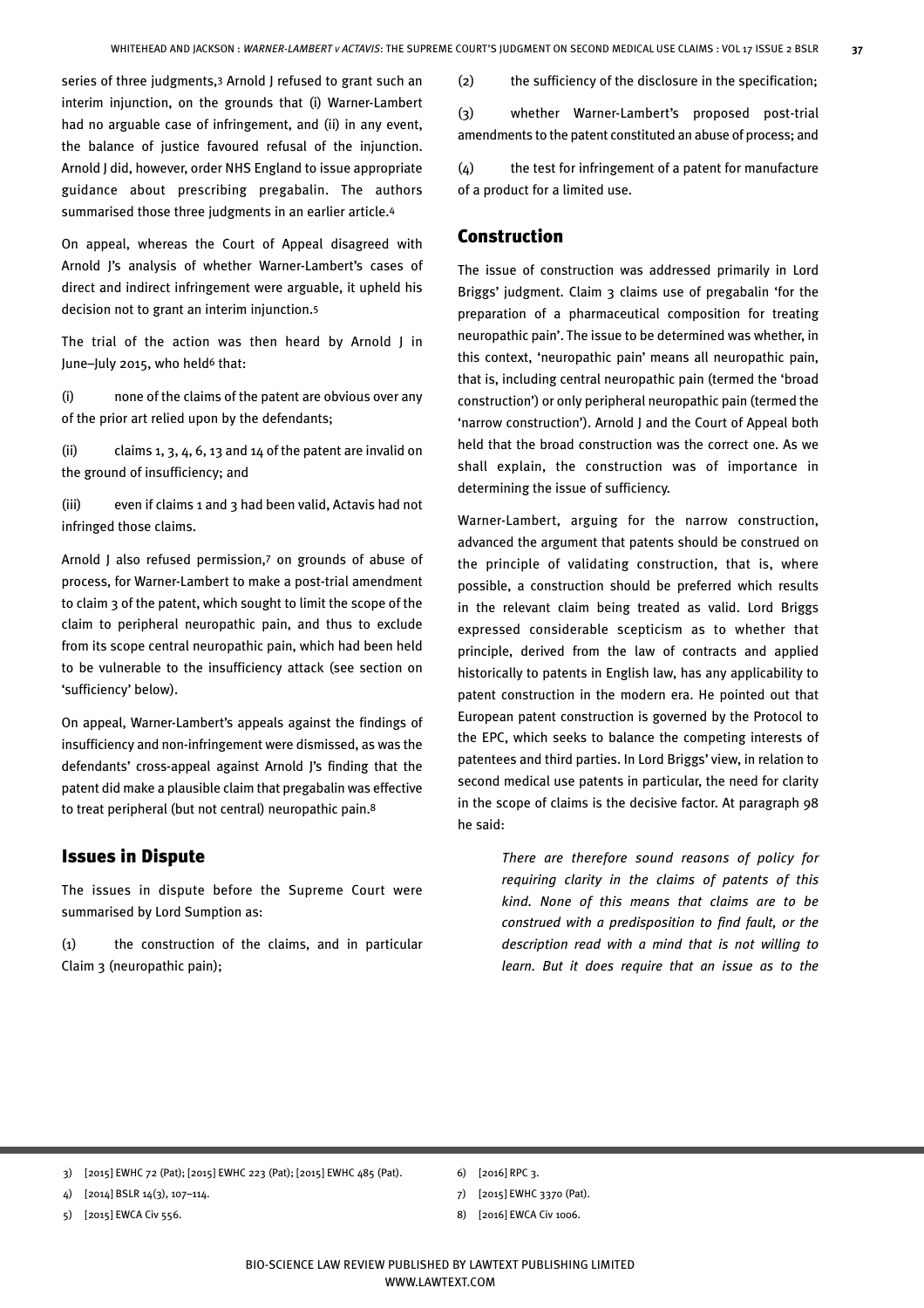series of three judgments,[3] Arnold J refused to grant such an interim injunction, on the grounds that (i) Warner-Lambert had no arguable case of infringement, and (ii) in any event, the balance of justice favoured refusal of the injunction. Arnold J did, however, order NHS England to issue appropriate guidance about prescribing pregabalin. The authors summarised those three judgments in an earlier article.[4]

On appeal, whereas the Court of Appeal disagreed with Arnold J's analysis of whether Warner-Lambert's cases of direct and indirect infringement were arguable, it upheld his decision not to grant an interim injunction.[5]

The trial of the action was then heard by Arnold J in June–July 2015, who held[6] that:

(i) none of the claims of the patent are obvious over any of the prior art relied upon by the defendants;

(ii) claims 1, 3, 4, 6, 13 and 14 of the patent are invalid on the ground of insufficiency; and

(iii) even if claims 1 and 3 had been valid, Actavis had not infringed those claims.

Arnold J also refused permission,[7] on grounds of abuse of process, for Warner-Lambert to make a post-trial amendment to claim 3 of the patent, which sought to limit the scope of the claim to peripheral neuropathic pain, and thus to exclude from its scope central neuropathic pain, which had been held to be vulnerable to the insufficiency attack (see section on 'sufficiency' below).

On appeal, Warner-Lambert's appeals against the findings of insufficiency and non-infringement were dismissed, as was the defendants' cross-appeal against Arnold J's finding that the patent did make a plausible claim that pregabalin was effective to treat peripheral (but not central) neuropathic pain.[8]

## Issues in Dispute

The issues in dispute before the Supreme Court were summarised by Lord Sumption as:

(1) the construction of the claims, and in particular Claim 3 (neuropathic pain);

(2) the sufficiency of the disclosure in the specification;

(3) whether Warner-Lambert's proposed post-trial amendments to the patent constituted an abuse of process; and

(4) the test for infringement of a patent for manufacture of a product for a limited use.

## Construction

The issue of construction was addressed primarily in Lord Briggs' judgment. Claim 3 claims use of pregabalin 'for the preparation of a pharmaceutical composition for treating neuropathic pain'. The issue to be determined was whether, in this context, 'neuropathic pain' means all neuropathic pain, that is, including central neuropathic pain (termed the 'broad construction') or only peripheral neuropathic pain (termed the 'narrow construction'). Arnold J and the Court of Appeal both held that the broad construction was the correct one. As we shall explain, the construction was of importance in determining the issue of sufficiency.

Warner-Lambert, arguing for the narrow construction, advanced the argument that patents should be construed on the principle of validating construction, that is, where possible, a construction should be preferred which results in the relevant claim being treated as valid. Lord Briggs expressed considerable scepticism as to whether that principle, derived from the law of contracts and applied historically to patents in English law, has any applicability to patent construction in the modern era. He pointed out that European patent construction is governed by the Protocol to the EPC, which seeks to balance the competing interests of patentees and third parties. In Lord Briggs' view, in relation to second medical use patents in particular, the need for clarity in the scope of claims is the decisive factor. At paragraph 98 he said:

> *There are therefore sound reasons of policy for requiring clarity in the claims of patents of this kind. None of this means that claims are to be construed with a predisposition to find fault, or the description read with a mind that is not willing to learn. But it does require that an issue as to the*

---

3) [2015] EWHC 72 (Pat); [2015] EWHC 223 (Pat); [2015] EWHC 485 (Pat).

4) [2014] BSLR 14(3), 107–114.

5) [2015] EWCA Civ 556.

6) [2016] RPC 3.

7) [2015] EWHC 3370 (Pat).

8) [2016] EWCA Civ 1006.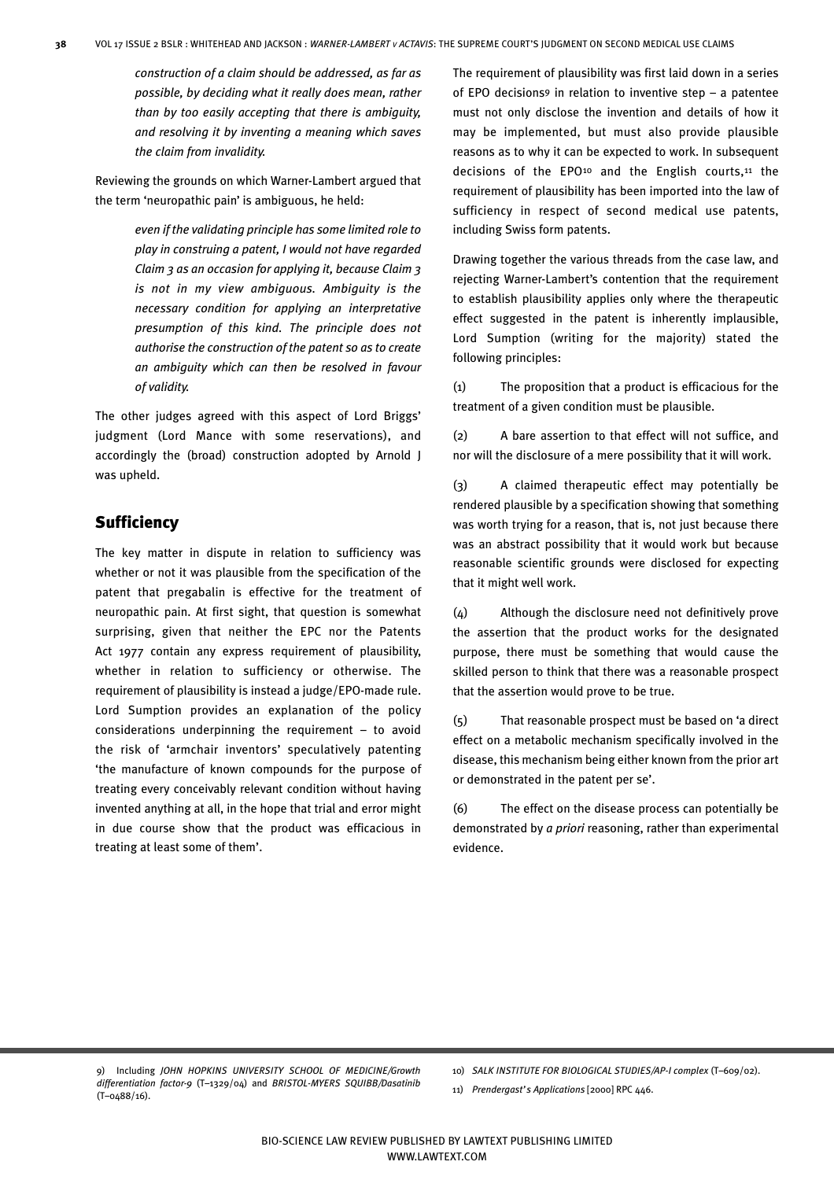*construction of a claim should be addressed, as far as possible, by deciding what it really does mean, rather than by too easily accepting that there is ambiguity, and resolving it by inventing a meaning which saves the claim from invalidity.*

Reviewing the grounds on which Warner-Lambert argued that the term 'neuropathic pain' is ambiguous, he held:

> *even if the validating principle has some limited role to play in construing a patent, I would not have regarded Claim 3 as an occasion for applying it, because Claim 3 is not in my view ambiguous. Ambiguity is the necessary condition for applying an interpretative presumption of this kind. The principle does not authorise the construction of the patent so as to create an ambiguity which can then be resolved in favour of validity.*

The other judges agreed with this aspect of Lord Briggs' judgment (Lord Mance with some reservations), and accordingly the (broad) construction adopted by Arnold J was upheld.

## Sufficiency

The key matter in dispute in relation to sufficiency was whether or not it was plausible from the specification of the patent that pregabalin is effective for the treatment of neuropathic pain. At first sight, that question is somewhat surprising, given that neither the EPC nor the Patents Act 1977 contain any express requirement of plausibility, whether in relation to sufficiency or otherwise. The requirement of plausibility is instead a judge/EPO-made rule. Lord Sumption provides an explanation of the policy considerations underpinning the requirement – to avoid the risk of 'armchair inventors' speculatively patenting 'the manufacture of known compounds for the purpose of treating every conceivably relevant condition without having invented anything at all, in the hope that trial and error might in due course show that the product was efficacious in treating at least some of them'.

The requirement of plausibility was first laid down in a series of EPO decisions[9] in relation to inventive step – a patentee must not only disclose the invention and details of how it may be implemented, but must also provide plausible reasons as to why it can be expected to work. In subsequent decisions of the EPO[10] and the English courts,[11] the requirement of plausibility has been imported into the law of sufficiency in respect of second medical use patents, including Swiss form patents.

Drawing together the various threads from the case law, and rejecting Warner-Lambert's contention that the requirement to establish plausibility applies only where the therapeutic effect suggested in the patent is inherently implausible, Lord Sumption (writing for the majority) stated the following principles:

(1) The proposition that a product is efficacious for the treatment of a given condition must be plausible.

(2) A bare assertion to that effect will not suffice, and nor will the disclosure of a mere possibility that it will work.

(3) A claimed therapeutic effect may potentially be rendered plausible by a specification showing that something was worth trying for a reason, that is, not just because there was an abstract possibility that it would work but because reasonable scientific grounds were disclosed for expecting that it might well work.

(4) Although the disclosure need not definitively prove the assertion that the product works for the designated purpose, there must be something that would cause the skilled person to think that there was a reasonable prospect that the assertion would prove to be true.

(5) That reasonable prospect must be based on 'a direct effect on a metabolic mechanism specifically involved in the disease, this mechanism being either known from the prior art or demonstrated in the patent per se'.

(6) The effect on the disease process can potentially be demonstrated by *a priori* reasoning, rather than experimental evidence.

---

9) Including *JOHN HOPKINS UNIVERSITY SCHOOL OF MEDICINE/Growth differentiation factor-9* (T–1329/04) and *BRISTOL-MYERS SQUIBB/Dasatinib* (T–0488/16).

10) *SALK INSTITUTE FOR BIOLOGICAL STUDIES/AP-I complex* (T–609/02).

11) *Prendergast's Applications* [2000] RPC 446.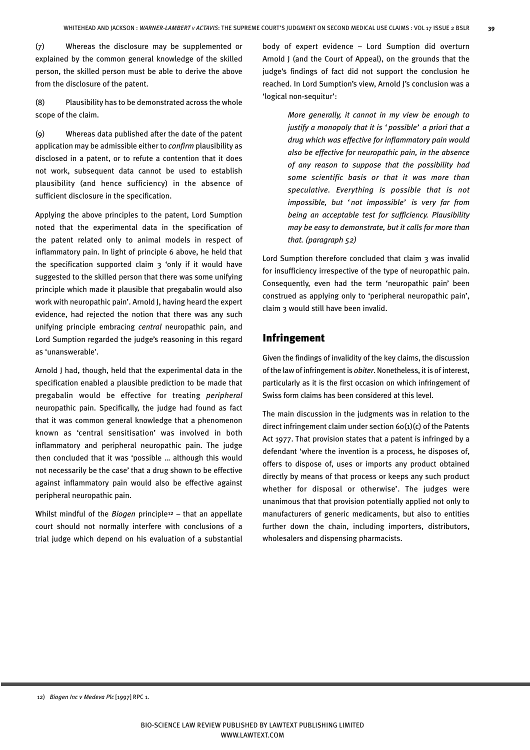(7) Whereas the disclosure may be supplemented or explained by the common general knowledge of the skilled person, the skilled person must be able to derive the above from the disclosure of the patent.

(8) Plausibility has to be demonstrated across the whole scope of the claim.

(9) Whereas data published after the date of the patent application may be admissible either to *confirm* plausibility as disclosed in a patent, or to refute a contention that it does not work, subsequent data cannot be used to establish plausibility (and hence sufficiency) in the absence of sufficient disclosure in the specification.

Applying the above principles to the patent, Lord Sumption noted that the experimental data in the specification of the patent related only to animal models in respect of inflammatory pain. In light of principle 6 above, he held that the specification supported claim 3 'only if it would have suggested to the skilled person that there was some unifying principle which made it plausible that pregabalin would also work with neuropathic pain'. Arnold J, having heard the expert evidence, had rejected the notion that there was any such unifying principle embracing *central* neuropathic pain, and Lord Sumption regarded the judge's reasoning in this regard as 'unanswerable'.

Arnold J had, though, held that the experimental data in the specification enabled a plausible prediction to be made that pregabalin would be effective for treating *peripheral* neuropathic pain. Specifically, the judge had found as fact that it was common general knowledge that a phenomenon known as 'central sensitisation' was involved in both inflammatory and peripheral neuropathic pain. The judge then concluded that it was 'possible … although this would not necessarily be the case' that a drug shown to be effective against inflammatory pain would also be effective against peripheral neuropathic pain.

Whilst mindful of the *Biogen* principle[12] – that an appellate court should not normally interfere with conclusions of a trial judge which depend on his evaluation of a substantial body of expert evidence – Lord Sumption did overturn Arnold J (and the Court of Appeal), on the grounds that the judge's findings of fact did not support the conclusion he reached. In Lord Sumption's view, Arnold J's conclusion was a 'logical non-sequitur':

> *More generally, it cannot in my view be enough to justify a monopoly that it is 'possible' a priori that a drug which was effective for inflammatory pain would also be effective for neuropathic pain, in the absence of any reason to suppose that the possibility had some scientific basis or that it was more than speculative. Everything is possible that is not impossible, but 'not impossible' is very far from being an acceptable test for sufficiency. Plausibility may be easy to demonstrate, but it calls for more than that. (paragraph 52)*

Lord Sumption therefore concluded that claim 3 was invalid for insufficiency irrespective of the type of neuropathic pain. Consequently, even had the term 'neuropathic pain' been construed as applying only to 'peripheral neuropathic pain', claim 3 would still have been invalid.

## Infringement

Given the findings of invalidity of the key claims, the discussion of the law of infringement is *obiter*. Nonetheless, it is of interest, particularly as it is the first occasion on which infringement of Swiss form claims has been considered at this level.

The main discussion in the judgments was in relation to the direct infringement claim under section 60(1)(c) of the Patents Act 1977. That provision states that a patent is infringed by a defendant 'where the invention is a process, he disposes of, offers to dispose of, uses or imports any product obtained directly by means of that process or keeps any such product whether for disposal or otherwise'. The judges were unanimous that that provision potentially applied not only to manufacturers of generic medicaments, but also to entities further down the chain, including importers, distributors, wholesalers and dispensing pharmacists.

12) *Biogen Inc v Medeva Plc* [1997] RPC 1.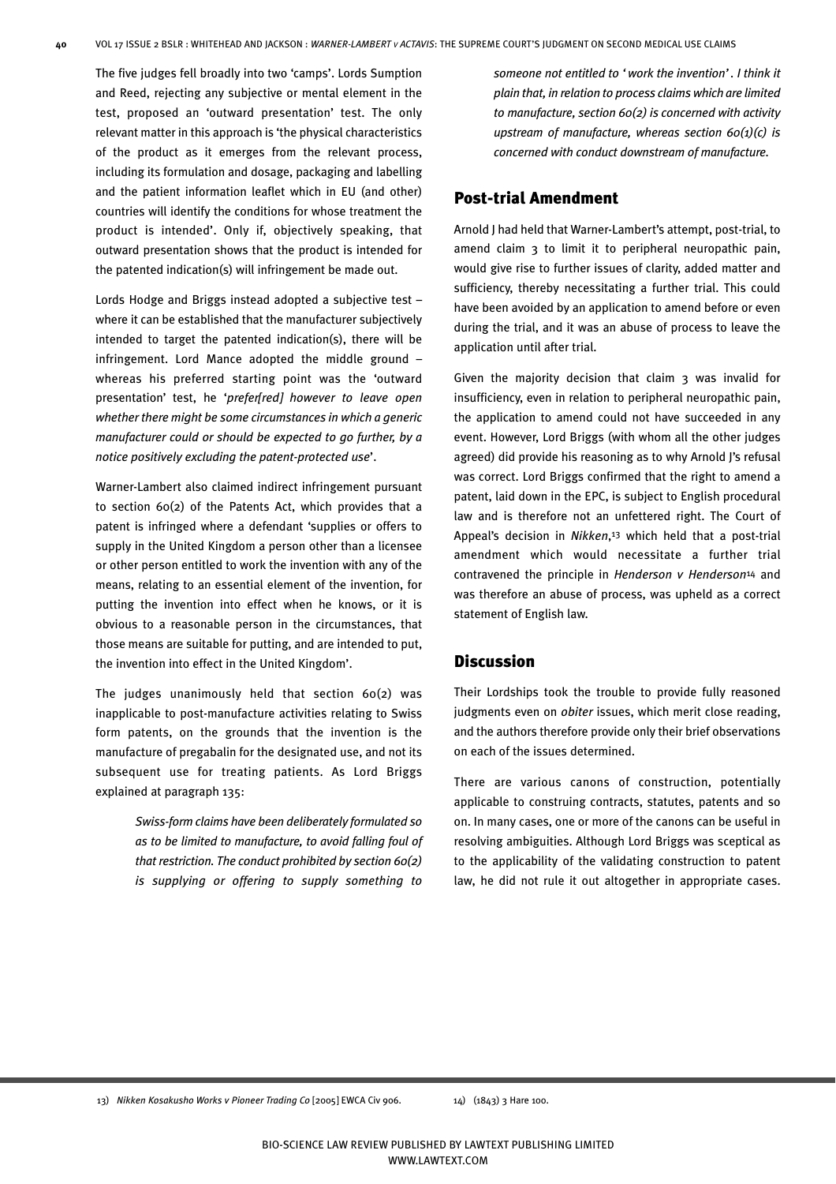The five judges fell broadly into two 'camps'. Lords Sumption and Reed, rejecting any subjective or mental element in the test, proposed an 'outward presentation' test. The only relevant matter in this approach is 'the physical characteristics of the product as it emerges from the relevant process, including its formulation and dosage, packaging and labelling and the patient information leaflet which in EU (and other) countries will identify the conditions for whose treatment the product is intended'. Only if, objectively speaking, that outward presentation shows that the product is intended for the patented indication(s) will infringement be made out.

Lords Hodge and Briggs instead adopted a subjective test – where it can be established that the manufacturer subjectively intended to target the patented indication(s), there will be infringement. Lord Mance adopted the middle ground – whereas his preferred starting point was the 'outward presentation' test, he '*prefer[red] however to leave open whether there might be some circumstances in which a generic manufacturer could or should be expected to go further, by a notice positively excluding the patent-protected use*'.

Warner-Lambert also claimed indirect infringement pursuant to section 60(2) of the Patents Act, which provides that a patent is infringed where a defendant 'supplies or offers to supply in the United Kingdom a person other than a licensee or other person entitled to work the invention with any of the means, relating to an essential element of the invention, for putting the invention into effect when he knows, or it is obvious to a reasonable person in the circumstances, that those means are suitable for putting, and are intended to put, the invention into effect in the United Kingdom'.

The judges unanimously held that section 60(2) was inapplicable to post-manufacture activities relating to Swiss form patents, on the grounds that the invention is the manufacture of pregabalin for the designated use, and not its subsequent use for treating patients. As Lord Briggs explained at paragraph 135:

> *Swiss-form claims have been deliberately formulated so as to be limited to manufacture, to avoid falling foul of that restriction. The conduct prohibited by section 60(2) is supplying or offering to supply something to someone not entitled to 'work the invention'. I think it plain that, in relation to process claims which are limited to manufacture, section 60(2) is concerned with activity upstream of manufacture, whereas section 60(1)(c) is concerned with conduct downstream of manufacture.*

## Post-trial Amendment

Arnold J had held that Warner-Lambert's attempt, post-trial, to amend claim 3 to limit it to peripheral neuropathic pain, would give rise to further issues of clarity, added matter and sufficiency, thereby necessitating a further trial. This could have been avoided by an application to amend before or even during the trial, and it was an abuse of process to leave the application until after trial.

Given the majority decision that claim 3 was invalid for insufficiency, even in relation to peripheral neuropathic pain, the application to amend could not have succeeded in any event. However, Lord Briggs (with whom all the other judges agreed) did provide his reasoning as to why Arnold J's refusal was correct. Lord Briggs confirmed that the right to amend a patent, laid down in the EPC, is subject to English procedural law and is therefore not an unfettered right. The Court of Appeal's decision in *Nikken*,[13] which held that a post-trial amendment which would necessitate a further trial contravened the principle in *Henderson v Henderson*[14] and was therefore an abuse of process, was upheld as a correct statement of English law.

## Discussion

Their Lordships took the trouble to provide fully reasoned judgments even on *obiter* issues, which merit close reading, and the authors therefore provide only their brief observations on each of the issues determined.

There are various canons of construction, potentially applicable to construing contracts, statutes, patents and so on. In many cases, one or more of the canons can be useful in resolving ambiguities. Although Lord Briggs was sceptical as to the applicability of the validating construction to patent law, he did not rule it out altogether in appropriate cases.

13) *Nikken Kosakusho Works v Pioneer Trading Co* [2005] EWCA Civ 906.

14) (1843) 3 Hare 100.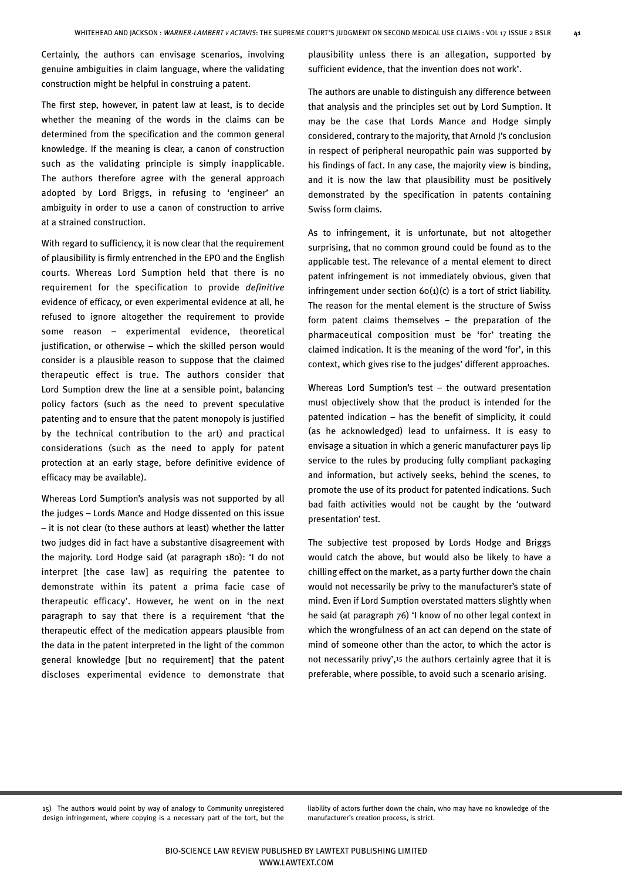Certainly, the authors can envisage scenarios, involving genuine ambiguities in claim language, where the validating construction might be helpful in construing a patent.

The first step, however, in patent law at least, is to decide whether the meaning of the words in the claims can be determined from the specification and the common general knowledge. If the meaning is clear, a canon of construction such as the validating principle is simply inapplicable. The authors therefore agree with the general approach adopted by Lord Briggs, in refusing to 'engineer' an ambiguity in order to use a canon of construction to arrive at a strained construction.

With regard to sufficiency, it is now clear that the requirement of plausibility is firmly entrenched in the EPO and the English courts. Whereas Lord Sumption held that there is no requirement for the specification to provide *definitive* evidence of efficacy, or even experimental evidence at all, he refused to ignore altogether the requirement to provide some reason – experimental evidence, theoretical justification, or otherwise – which the skilled person would consider is a plausible reason to suppose that the claimed therapeutic effect is true. The authors consider that Lord Sumption drew the line at a sensible point, balancing policy factors (such as the need to prevent speculative patenting and to ensure that the patent monopoly is justified by the technical contribution to the art) and practical considerations (such as the need to apply for patent protection at an early stage, before definitive evidence of efficacy may be available).

Whereas Lord Sumption's analysis was not supported by all the judges – Lords Mance and Hodge dissented on this issue – it is not clear (to these authors at least) whether the latter two judges did in fact have a substantive disagreement with the majority. Lord Hodge said (at paragraph 180): 'I do not interpret [the case law] as requiring the patentee to demonstrate within its patent a prima facie case of therapeutic efficacy'. However, he went on in the next paragraph to say that there is a requirement 'that the therapeutic effect of the medication appears plausible from the data in the patent interpreted in the light of the common general knowledge [but no requirement] that the patent discloses experimental evidence to demonstrate that plausibility unless there is an allegation, supported by sufficient evidence, that the invention does not work'.

The authors are unable to distinguish any difference between that analysis and the principles set out by Lord Sumption. It may be the case that Lords Mance and Hodge simply considered, contrary to the majority, that Arnold J's conclusion in respect of peripheral neuropathic pain was supported by his findings of fact. In any case, the majority view is binding, and it is now the law that plausibility must be positively demonstrated by the specification in patents containing Swiss form claims.

As to infringement, it is unfortunate, but not altogether surprising, that no common ground could be found as to the applicable test. The relevance of a mental element to direct patent infringement is not immediately obvious, given that infringement under section 60(1)(c) is a tort of strict liability. The reason for the mental element is the structure of Swiss form patent claims themselves – the preparation of the pharmaceutical composition must be 'for' treating the claimed indication. It is the meaning of the word 'for', in this context, which gives rise to the judges' different approaches.

Whereas Lord Sumption's test – the outward presentation must objectively show that the product is intended for the patented indication – has the benefit of simplicity, it could (as he acknowledged) lead to unfairness. It is easy to envisage a situation in which a generic manufacturer pays lip service to the rules by producing fully compliant packaging and information, but actively seeks, behind the scenes, to promote the use of its product for patented indications. Such bad faith activities would not be caught by the 'outward presentation' test.

The subjective test proposed by Lords Hodge and Briggs would catch the above, but would also be likely to have a chilling effect on the market, as a party further down the chain would not necessarily be privy to the manufacturer's state of mind. Even if Lord Sumption overstated matters slightly when he said (at paragraph 76) 'I know of no other legal context in which the wrongfulness of an act can depend on the state of mind of someone other than the actor, to which the actor is not necessarily privy',[15] the authors certainly agree that it is preferable, where possible, to avoid such a scenario arising.

15) The authors would point by way of analogy to Community unregistered design infringement, where copying is a necessary part of the tort, but the liability of actors further down the chain, who may have no knowledge of the manufacturer's creation process, is strict.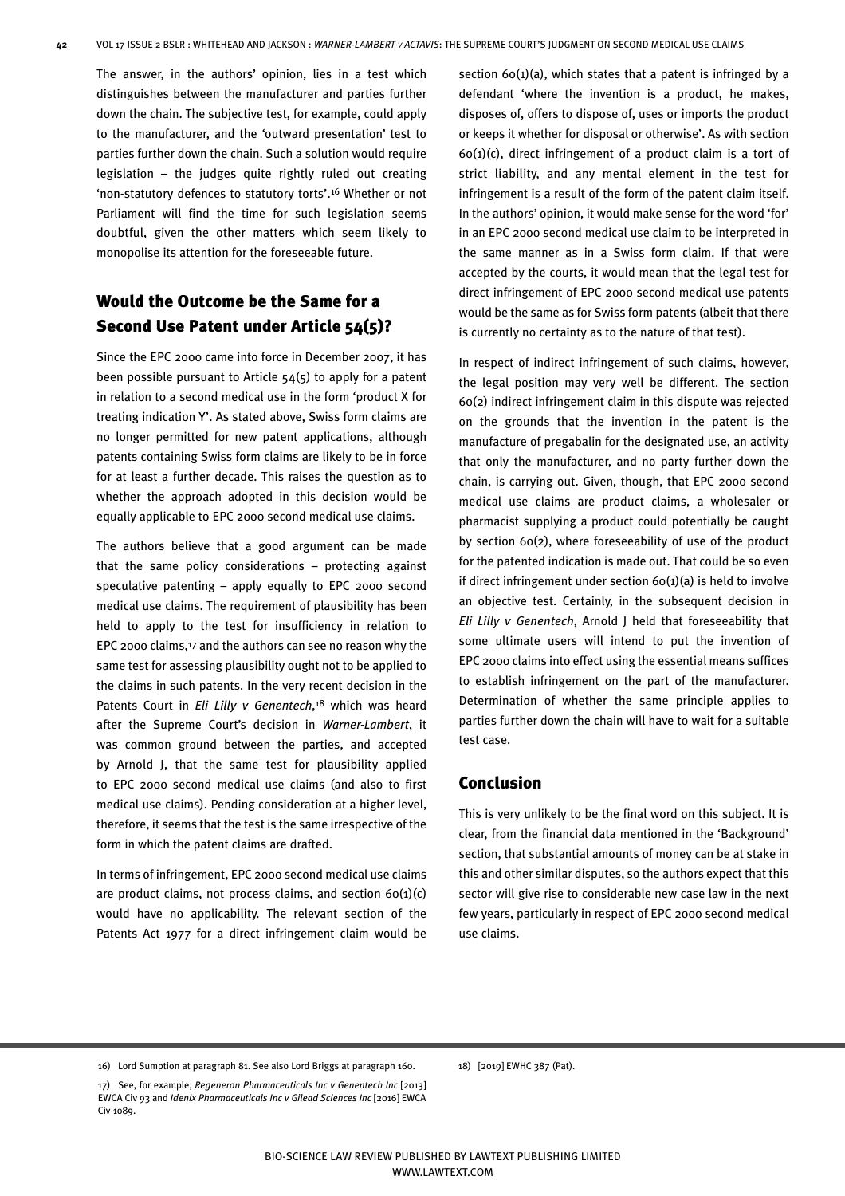The answer, in the authors' opinion, lies in a test which distinguishes between the manufacturer and parties further down the chain. The subjective test, for example, could apply to the manufacturer, and the 'outward presentation' test to parties further down the chain. Such a solution would require legislation – the judges quite rightly ruled out creating 'non-statutory defences to statutory torts'.[16] Whether or not Parliament will find the time for such legislation seems doubtful, given the other matters which seem likely to monopolise its attention for the foreseeable future.

## Would the Outcome be the Same for a Second Use Patent under Article 54(5)?

Since the EPC 2000 came into force in December 2007, it has been possible pursuant to Article 54(5) to apply for a patent in relation to a second medical use in the form 'product X for treating indication Y'. As stated above, Swiss form claims are no longer permitted for new patent applications, although patents containing Swiss form claims are likely to be in force for at least a further decade. This raises the question as to whether the approach adopted in this decision would be equally applicable to EPC 2000 second medical use claims.

The authors believe that a good argument can be made that the same policy considerations – protecting against speculative patenting – apply equally to EPC 2000 second medical use claims. The requirement of plausibility has been held to apply to the test for insufficiency in relation to EPC 2000 claims,[17] and the authors can see no reason why the same test for assessing plausibility ought not to be applied to the claims in such patents. In the very recent decision in the Patents Court in *Eli Lilly v Genentech*,[18] which was heard after the Supreme Court's decision in *Warner-Lambert*, it was common ground between the parties, and accepted by Arnold J, that the same test for plausibility applied to EPC 2000 second medical use claims (and also to first medical use claims). Pending consideration at a higher level, therefore, it seems that the test is the same irrespective of the form in which the patent claims are drafted.

In terms of infringement, EPC 2000 second medical use claims are product claims, not process claims, and section 60(1)(c) would have no applicability. The relevant section of the Patents Act 1977 for a direct infringement claim would be section 60(1)(a), which states that a patent is infringed by a defendant 'where the invention is a product, he makes, disposes of, offers to dispose of, uses or imports the product or keeps it whether for disposal or otherwise'. As with section 60(1)(c), direct infringement of a product claim is a tort of strict liability, and any mental element in the test for infringement is a result of the form of the patent claim itself. In the authors' opinion, it would make sense for the word 'for' in an EPC 2000 second medical use claim to be interpreted in the same manner as in a Swiss form claim. If that were accepted by the courts, it would mean that the legal test for direct infringement of EPC 2000 second medical use patents would be the same as for Swiss form patents (albeit that there is currently no certainty as to the nature of that test).

In respect of indirect infringement of such claims, however, the legal position may very well be different. The section 60(2) indirect infringement claim in this dispute was rejected on the grounds that the invention in the patent is the manufacture of pregabalin for the designated use, an activity that only the manufacturer, and no party further down the chain, is carrying out. Given, though, that EPC 2000 second medical use claims are product claims, a wholesaler or pharmacist supplying a product could potentially be caught by section 60(2), where foreseeability of use of the product for the patented indication is made out. That could be so even if direct infringement under section 60(1)(a) is held to involve an objective test. Certainly, in the subsequent decision in *Eli Lilly v Genentech*, Arnold J held that foreseeability that some ultimate users will intend to put the invention of EPC 2000 claims into effect using the essential means suffices to establish infringement on the part of the manufacturer. Determination of whether the same principle applies to parties further down the chain will have to wait for a suitable test case.

## Conclusion

This is very unlikely to be the final word on this subject. It is clear, from the financial data mentioned in the 'Background' section, that substantial amounts of money can be at stake in this and other similar disputes, so the authors expect that this sector will give rise to considerable new case law in the next few years, particularly in respect of EPC 2000 second medical use claims.

---

16) Lord Sumption at paragraph 81. See also Lord Briggs at paragraph 160.

17) See, for example, *Regeneron Pharmaceuticals Inc v Genentech Inc* [2013] EWCA Civ 93 and *Idenix Pharmaceuticals Inc v Gilead Sciences Inc* [2016] EWCA Civ 1089.

18) [2019] EWHC 387 (Pat).